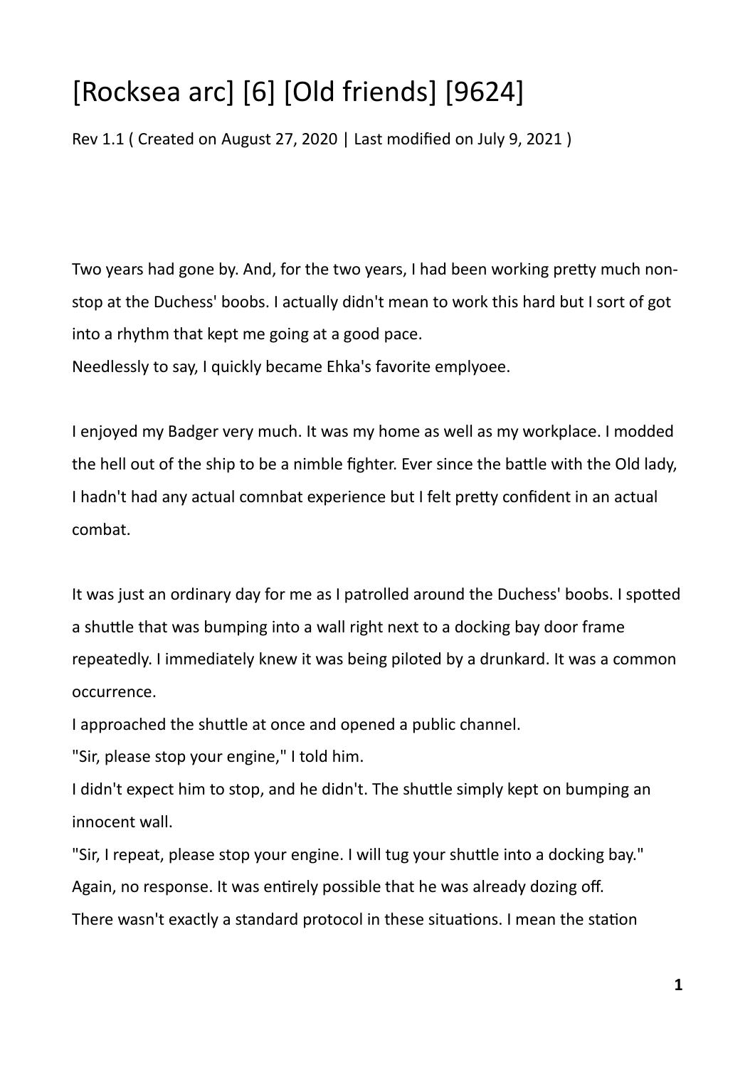# [Rocksea arc] [6] [Old friends] [9624]

Rev 1.1 ( Created on August 27, 2020 | Last modified on July 9, 2021 )

Two years had gone by. And, for the two years, I had been working pretty much non-stop at the Duchess' boobs. I actually didn't mean to work this hard but I sort of got into a rhythm that kept me going at a good pace.
Needlessly to say, I quickly became Ehka's favorite emplyoee.

I enjoyed my Badger very much. It was my home as well as my workplace. I modded the hell out of the ship to be a nimble fighter. Ever since the battle with the Old lady, I hadn't had any actual comnbat experience but I felt pretty confident in an actual combat.

It was just an ordinary day for me as I patrolled around the Duchess' boobs. I spotted a shuttle that was bumping into a wall right next to a docking bay door frame repeatedly. I immediately knew it was being piloted by a drunkard. It was a common occurrence.
I approached the shuttle at once and opened a public channel.
"Sir, please stop your engine," I told him.
I didn't expect him to stop, and he didn't. The shuttle simply kept on bumping an innocent wall.
"Sir, I repeat, please stop your engine. I will tug your shuttle into a docking bay."
Again, no response. It was entirely possible that he was already dozing off.
There wasn't exactly a standard protocol in these situations. I mean the station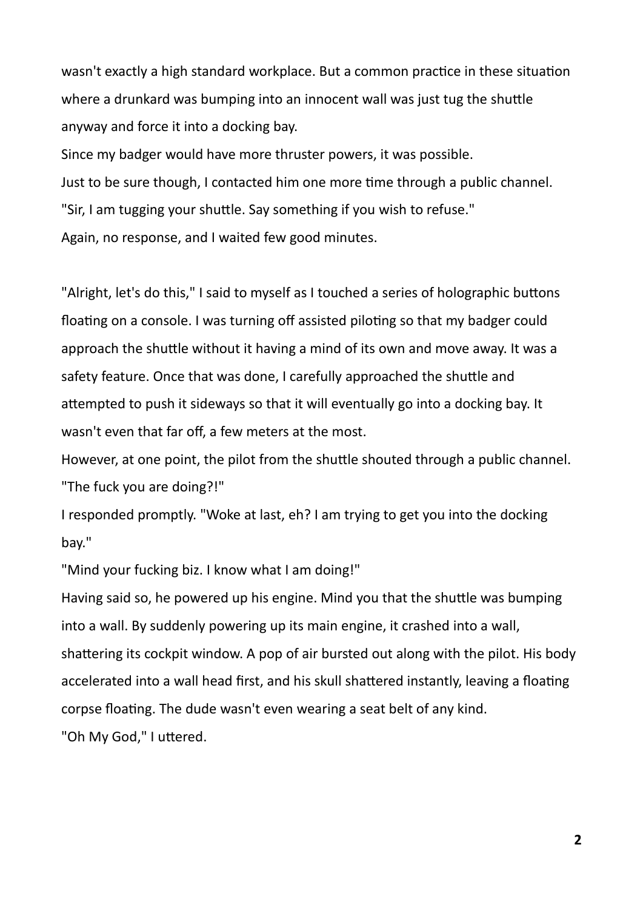wasn't exactly a high standard workplace. But a common practice in these situation where a drunkard was bumping into an innocent wall was just tug the shuttle anyway and force it into a docking bay.

Since my badger would have more thruster powers, it was possible.

Just to be sure though, I contacted him one more time through a public channel.

"Sir, I am tugging your shuttle. Say something if you wish to refuse."

Again, no response, and I waited few good minutes.

"Alright, let's do this," I said to myself as I touched a series of holographic buttons floating on a console. I was turning off assisted piloting so that my badger could approach the shuttle without it having a mind of its own and move away. It was a safety feature. Once that was done, I carefully approached the shuttle and attempted to push it sideways so that it will eventually go into a docking bay. It wasn't even that far off, a few meters at the most.

However, at one point, the pilot from the shuttle shouted through a public channel.

"The fuck you are doing?!"

I responded promptly. "Woke at last, eh? I am trying to get you into the docking bay."

"Mind your fucking biz. I know what I am doing!"

Having said so, he powered up his engine. Mind you that the shuttle was bumping into a wall. By suddenly powering up its main engine, it crashed into a wall, shattering its cockpit window. A pop of air bursted out along with the pilot. His body accelerated into a wall head first, and his skull shattered instantly, leaving a floating corpse floating. The dude wasn't even wearing a seat belt of any kind.

"Oh My God," I uttered.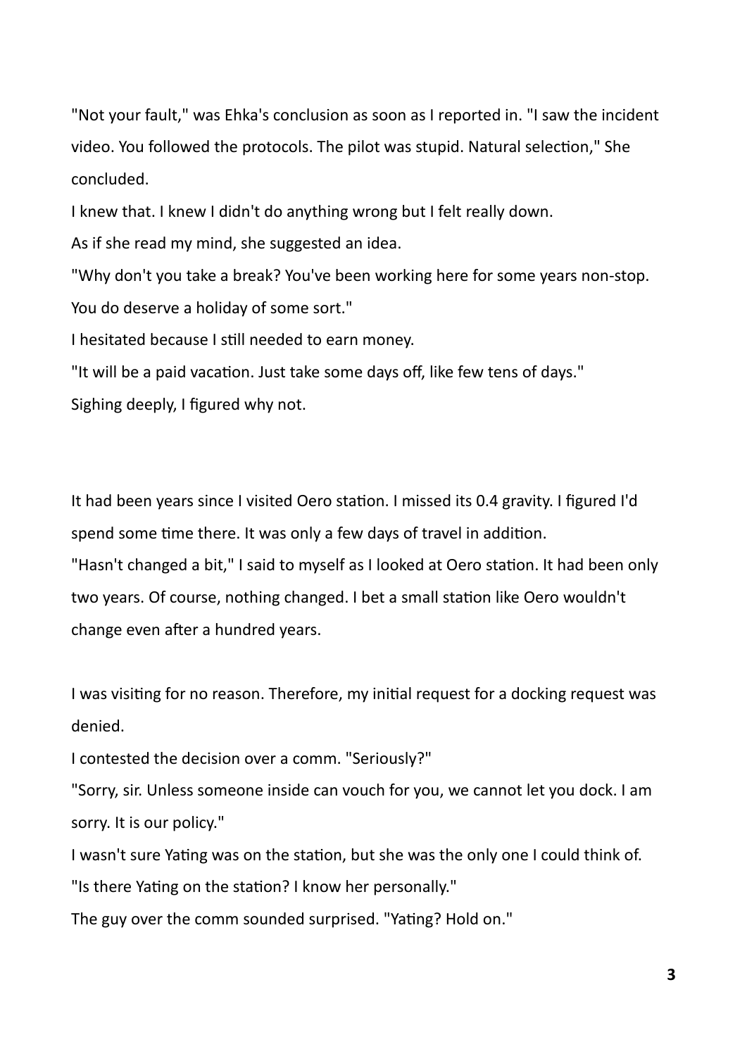"Not your fault," was Ehka's conclusion as soon as I reported in. "I saw the incident video. You followed the protocols. The pilot was stupid. Natural selection," She concluded.

I knew that. I knew I didn't do anything wrong but I felt really down.

As if she read my mind, she suggested an idea.

"Why don't you take a break? You've been working here for some years non-stop. You do deserve a holiday of some sort."

I hesitated because I still needed to earn money.

"It will be a paid vacation. Just take some days off, like few tens of days."

Sighing deeply, I figured why not.

It had been years since I visited Oero station. I missed its 0.4 gravity. I figured I'd spend some time there. It was only a few days of travel in addition.

"Hasn't changed a bit," I said to myself as I looked at Oero station. It had been only two years. Of course, nothing changed. I bet a small station like Oero wouldn't change even after a hundred years.

I was visiting for no reason. Therefore, my initial request for a docking request was denied.

I contested the decision over a comm. "Seriously?"

"Sorry, sir. Unless someone inside can vouch for you, we cannot let you dock. I am sorry. It is our policy."

I wasn't sure Yating was on the station, but she was the only one I could think of.

"Is there Yating on the station? I know her personally."

The guy over the comm sounded surprised. "Yating? Hold on."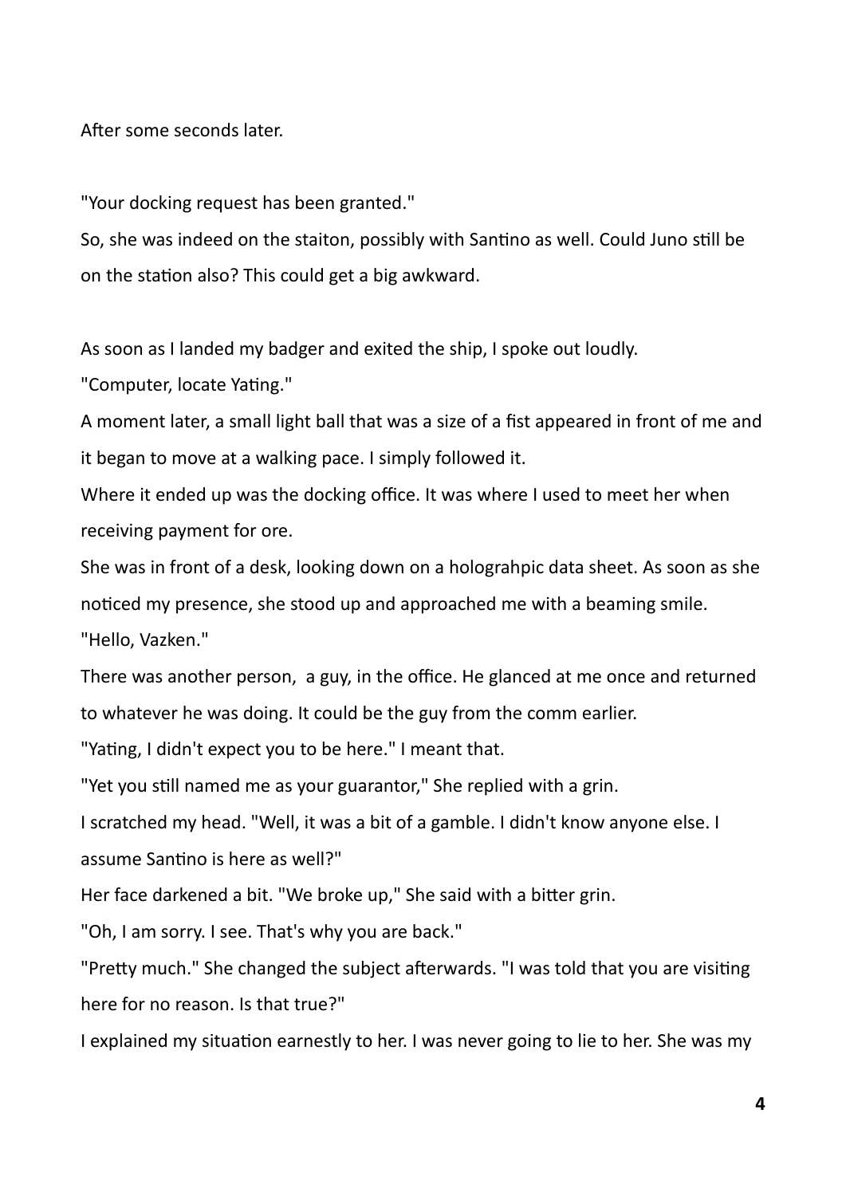After some seconds later.

"Your docking request has been granted."

So, she was indeed on the staiton, possibly with Santino as well. Could Juno still be on the station also? This could get a big awkward.

As soon as I landed my badger and exited the ship, I spoke out loudly.

"Computer, locate Yating."

A moment later, a small light ball that was a size of a fist appeared in front of me and it began to move at a walking pace. I simply followed it.

Where it ended up was the docking office. It was where I used to meet her when receiving payment for ore.

She was in front of a desk, looking down on a holograhpic data sheet. As soon as she noticed my presence, she stood up and approached me with a beaming smile.

"Hello, Vazken."

There was another person, a guy, in the office. He glanced at me once and returned to whatever he was doing. It could be the guy from the comm earlier.

"Yating, I didn't expect you to be here." I meant that.

"Yet you still named me as your guarantor," She replied with a grin.

I scratched my head. "Well, it was a bit of a gamble. I didn't know anyone else. I assume Santino is here as well?"

Her face darkened a bit. "We broke up," She said with a bitter grin.

"Oh, I am sorry. I see. That's why you are back."

"Pretty much." She changed the subject afterwards. "I was told that you are visiting here for no reason. Is that true?"

I explained my situation earnestly to her. I was never going to lie to her. She was my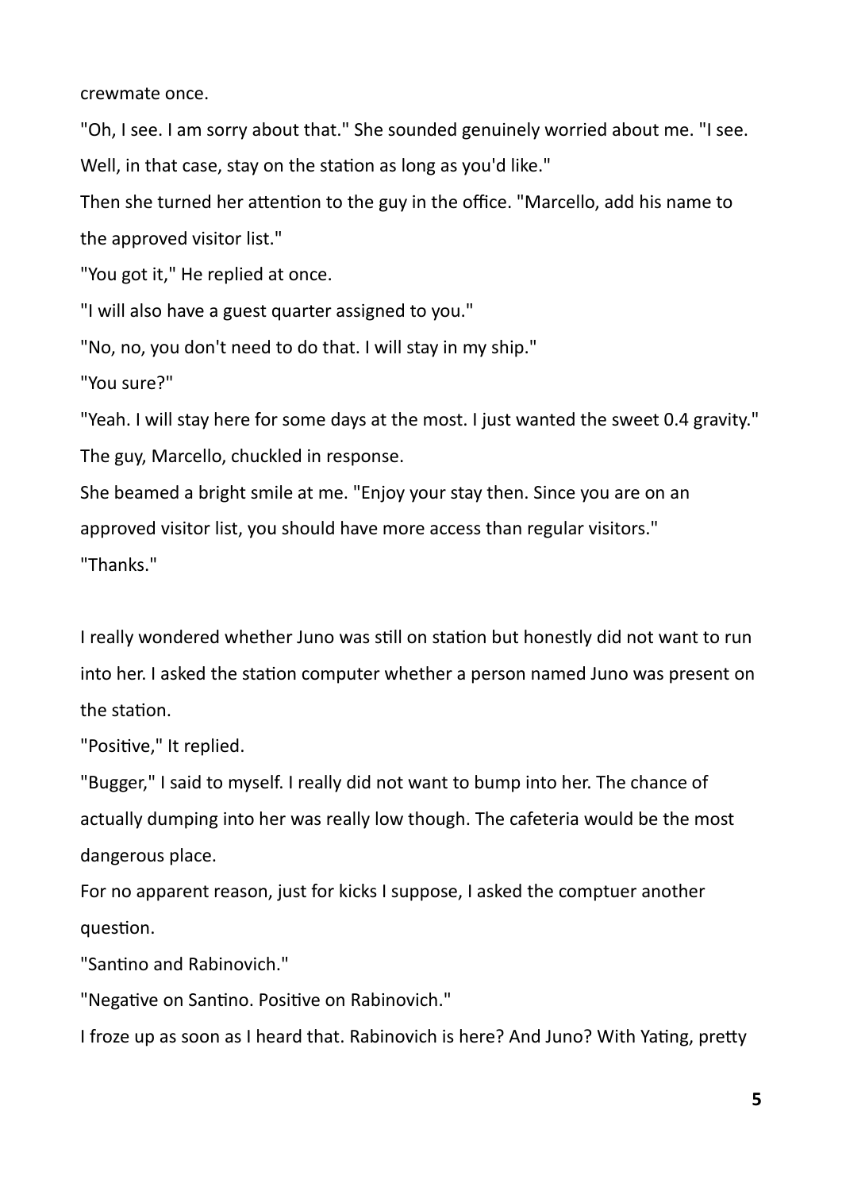crewmate once.

"Oh, I see. I am sorry about that." She sounded genuinely worried about me. "I see. Well, in that case, stay on the station as long as you'd like."

Then she turned her attention to the guy in the office. "Marcello, add his name to the approved visitor list."

"You got it," He replied at once.

"I will also have a guest quarter assigned to you."

"No, no, you don't need to do that. I will stay in my ship."

"You sure?"

"Yeah. I will stay here for some days at the most. I just wanted the sweet 0.4 gravity."

The guy, Marcello, chuckled in response.

She beamed a bright smile at me. "Enjoy your stay then. Since you are on an approved visitor list, you should have more access than regular visitors."

"Thanks."

I really wondered whether Juno was still on station but honestly did not want to run into her. I asked the station computer whether a person named Juno was present on the station.

"Positive," It replied.

"Bugger," I said to myself. I really did not want to bump into her. The chance of actually dumping into her was really low though. The cafeteria would be the most dangerous place.

For no apparent reason, just for kicks I suppose, I asked the comptuer another question.

"Santino and Rabinovich."

"Negative on Santino. Positive on Rabinovich."

I froze up as soon as I heard that. Rabinovich is here? And Juno? With Yating, pretty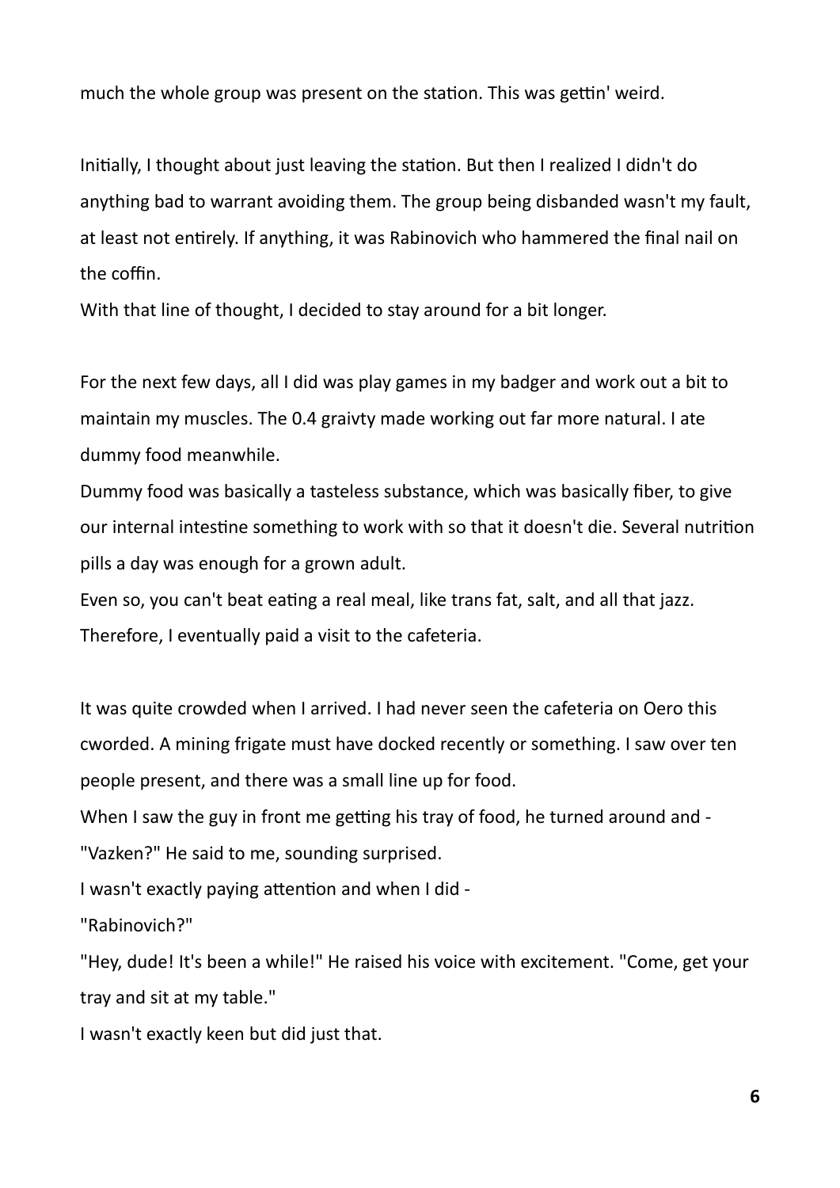much the whole group was present on the station. This was gettin' weird.

Initially, I thought about just leaving the station. But then I realized I didn't do anything bad to warrant avoiding them. The group being disbanded wasn't my fault, at least not entirely. If anything, it was Rabinovich who hammered the final nail on the coffin.
With that line of thought, I decided to stay around for a bit longer.

For the next few days, all I did was play games in my badger and work out a bit to maintain my muscles. The 0.4 graivty made working out far more natural. I ate dummy food meanwhile.
Dummy food was basically a tasteless substance, which was basically fiber, to give our internal intestine something to work with so that it doesn't die. Several nutrition pills a day was enough for a grown adult.
Even so, you can't beat eating a real meal, like trans fat, salt, and all that jazz. Therefore, I eventually paid a visit to the cafeteria.

It was quite crowded when I arrived. I had never seen the cafeteria on Oero this cworded. A mining frigate must have docked recently or something. I saw over ten people present, and there was a small line up for food.
When I saw the guy in front me getting his tray of food, he turned around and -
"Vazken?" He said to me, sounding surprised.
I wasn't exactly paying attention and when I did -
"Rabinovich?"
"Hey, dude! It's been a while!" He raised his voice with excitement. "Come, get your tray and sit at my table."
I wasn't exactly keen but did just that.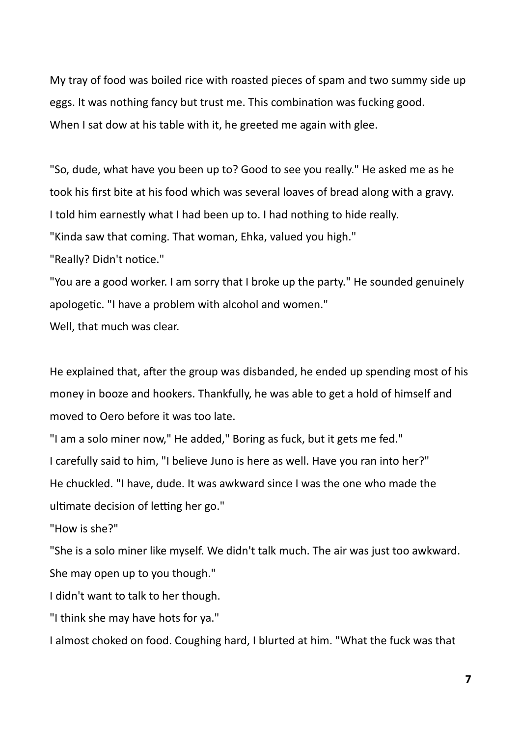My tray of food was boiled rice with roasted pieces of spam and two summy side up eggs. It was nothing fancy but trust me. This combination was fucking good.
When I sat dow at his table with it, he greeted me again with glee.

"So, dude, what have you been up to? Good to see you really." He asked me as he took his first bite at his food which was several loaves of bread along with a gravy.
I told him earnestly what I had been up to. I had nothing to hide really.
"Kinda saw that coming. That woman, Ehka, valued you high."
"Really? Didn't notice."
"You are a good worker. I am sorry that I broke up the party." He sounded genuinely apologetic. "I have a problem with alcohol and women."
Well, that much was clear.

He explained that, after the group was disbanded, he ended up spending most of his money in booze and hookers. Thankfully, he was able to get a hold of himself and moved to Oero before it was too late.
"I am a solo miner now," He added," Boring as fuck, but it gets me fed."
I carefully said to him, "I believe Juno is here as well. Have you ran into her?"
He chuckled. "I have, dude. It was awkward since I was the one who made the ultimate decision of letting her go."
"How is she?"
"She is a solo miner like myself. We didn't talk much. The air was just too awkward. She may open up to you though."
I didn't want to talk to her though.
"I think she may have hots for ya."
I almost choked on food. Coughing hard, I blurted at him. "What the fuck was that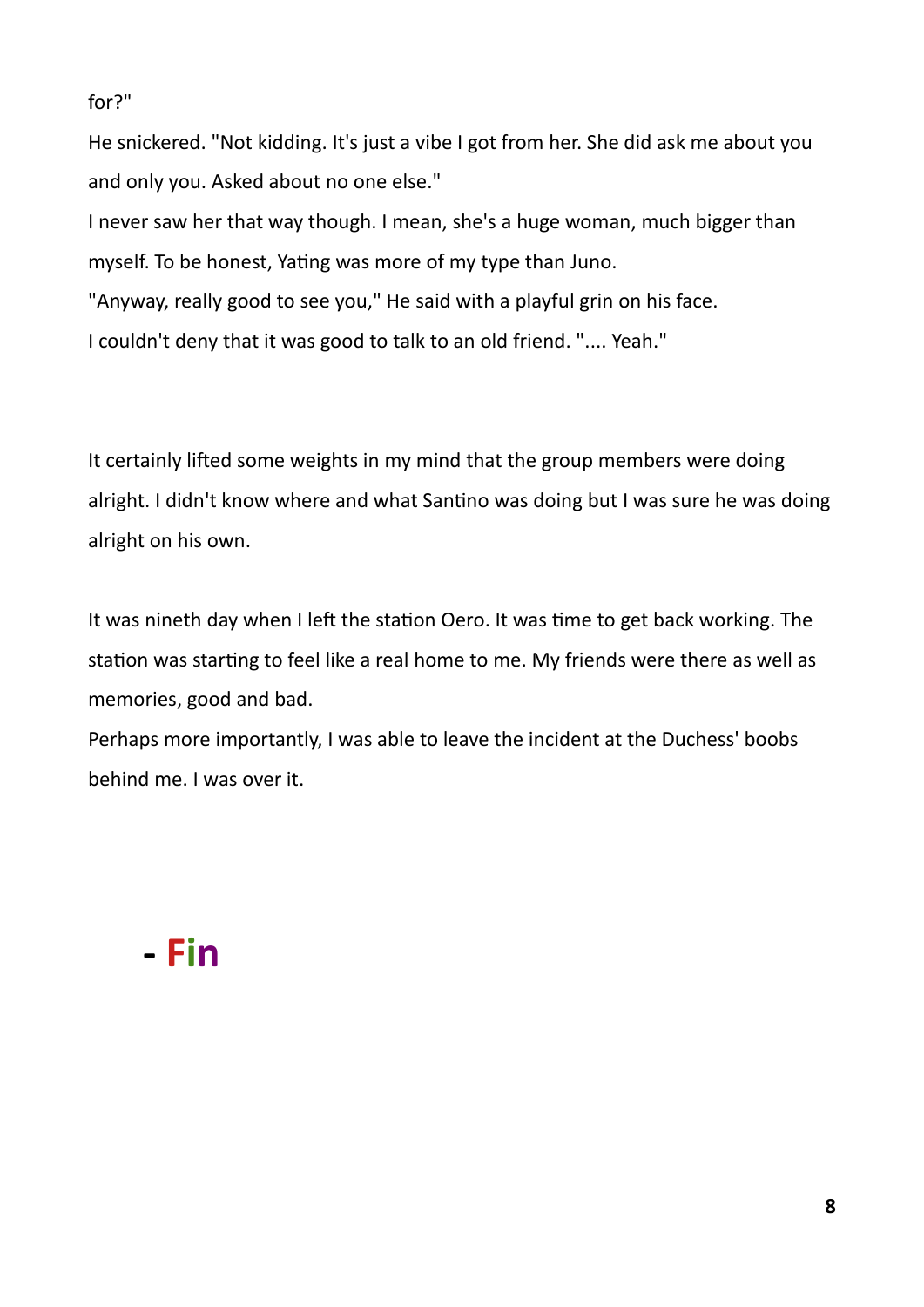for?"

He snickered. "Not kidding. It's just a vibe I got from her. She did ask me about you and only you. Asked about no one else."

I never saw her that way though. I mean, she's a huge woman, much bigger than myself. To be honest, Yating was more of my type than Juno.

"Anyway, really good to see you," He said with a playful grin on his face.

I couldn't deny that it was good to talk to an old friend. ".... Yeah."

It certainly lifted some weights in my mind that the group members were doing alright. I didn't know where and what Santino was doing but I was sure he was doing alright on his own.

It was nineth day when I left the station Oero. It was time to get back working. The station was starting to feel like a real home to me. My friends were there as well as memories, good and bad.

Perhaps more importantly, I was able to leave the incident at the Duchess' boobs behind me. I was over it.

**- Fin**